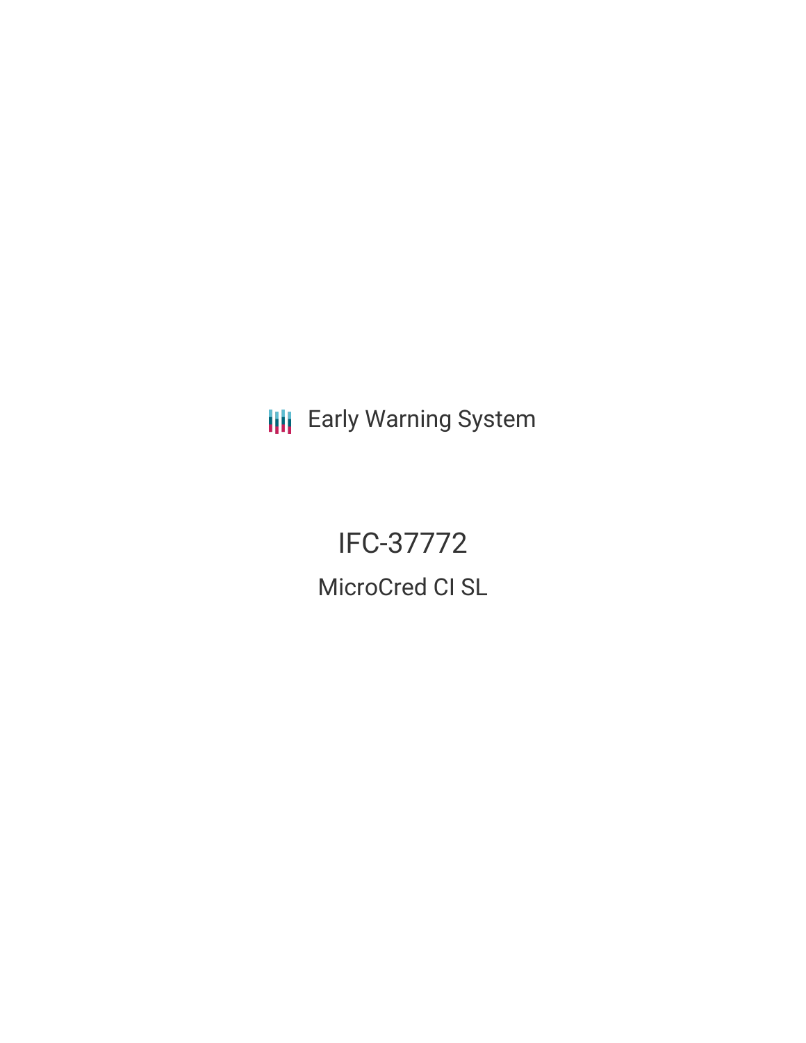Early Warning System

# IFC-37772

## MicroCred CI SL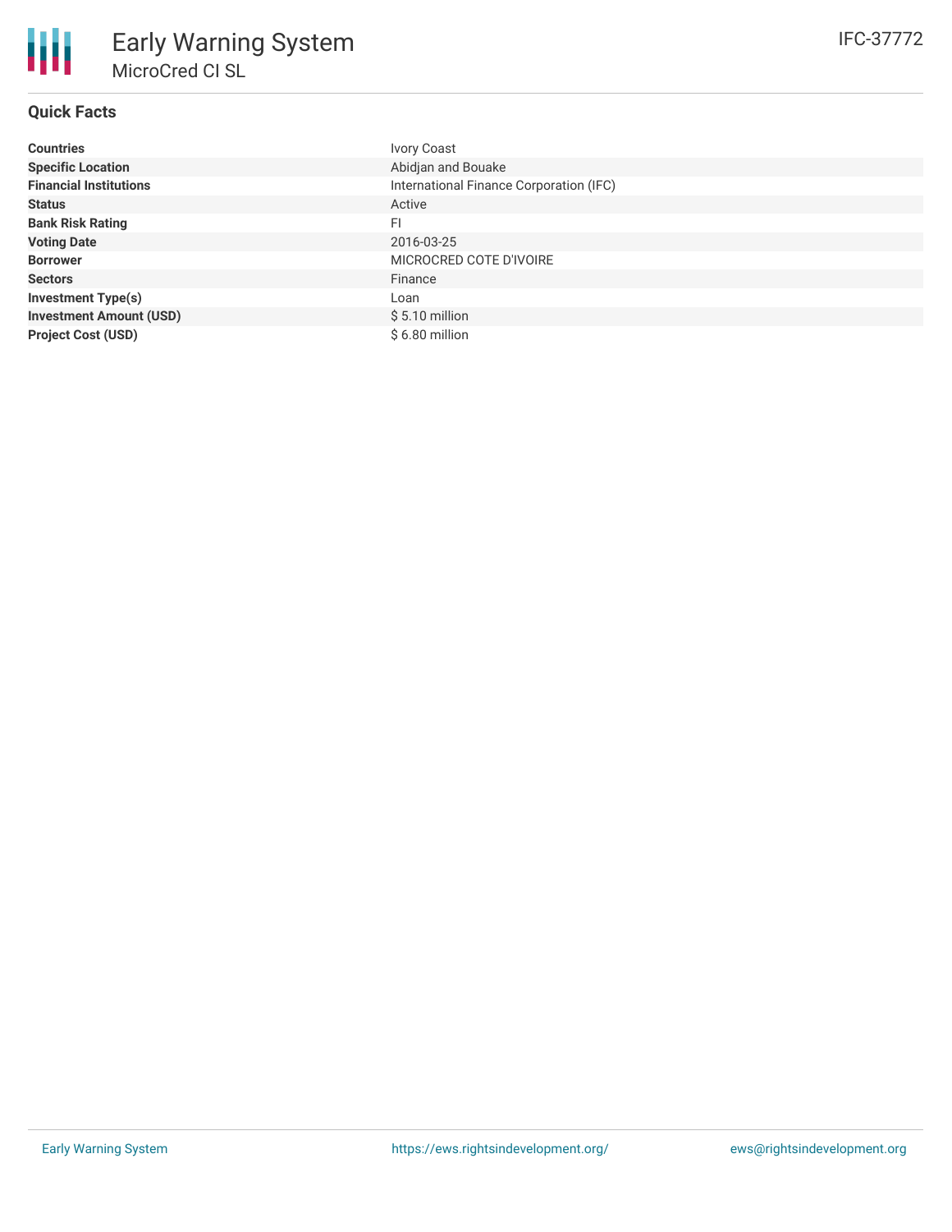# Early Warning System

## MicroCred CI SL

IFC-37772

### Quick Facts

| | |
|---|---|
| **Countries** | Ivory Coast |
| **Specific Location** | Abidjan and Bouake |
| **Financial Institutions** | International Finance Corporation (IFC) |
| **Status** | Active |
| **Bank Risk Rating** | FI |
| **Voting Date** | 2016-03-25 |
| **Borrower** | MICROCRED COTE D'IVOIRE |
| **Sectors** | Finance |
| **Investment Type(s)** | Loan |
| **Investment Amount (USD)** | $ 5.10 million |
| **Project Cost (USD)** | $ 6.80 million |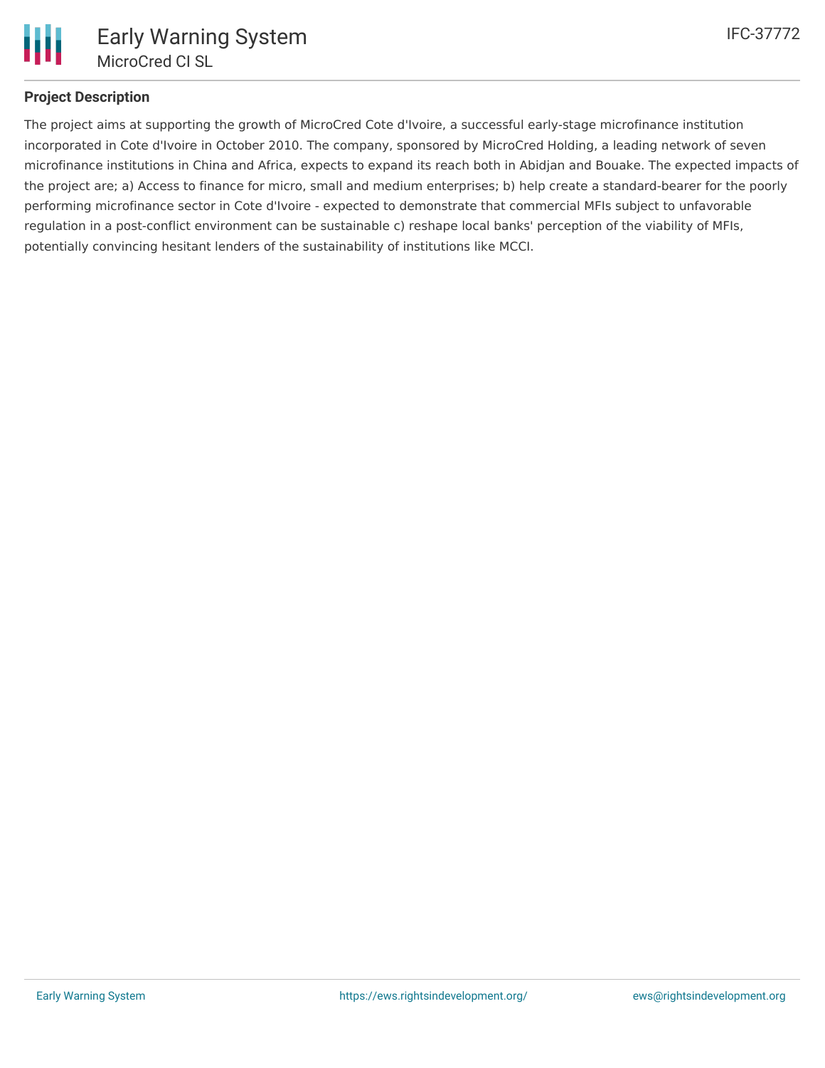## Project Description

The project aims at supporting the growth of MicroCred Cote d'Ivoire, a successful early-stage microfinance institution incorporated in Cote d'Ivoire in October 2010. The company, sponsored by MicroCred Holding, a leading network of seven microfinance institutions in China and Africa, expects to expand its reach both in Abidjan and Bouake. The expected impacts of the project are; a) Access to finance for micro, small and medium enterprises; b) help create a standard-bearer for the poorly performing microfinance sector in Cote d'Ivoire - expected to demonstrate that commercial MFIs subject to unfavorable regulation in a post-conflict environment can be sustainable c) reshape local banks' perception of the viability of MFIs, potentially convincing hesitant lenders of the sustainability of institutions like MCCI.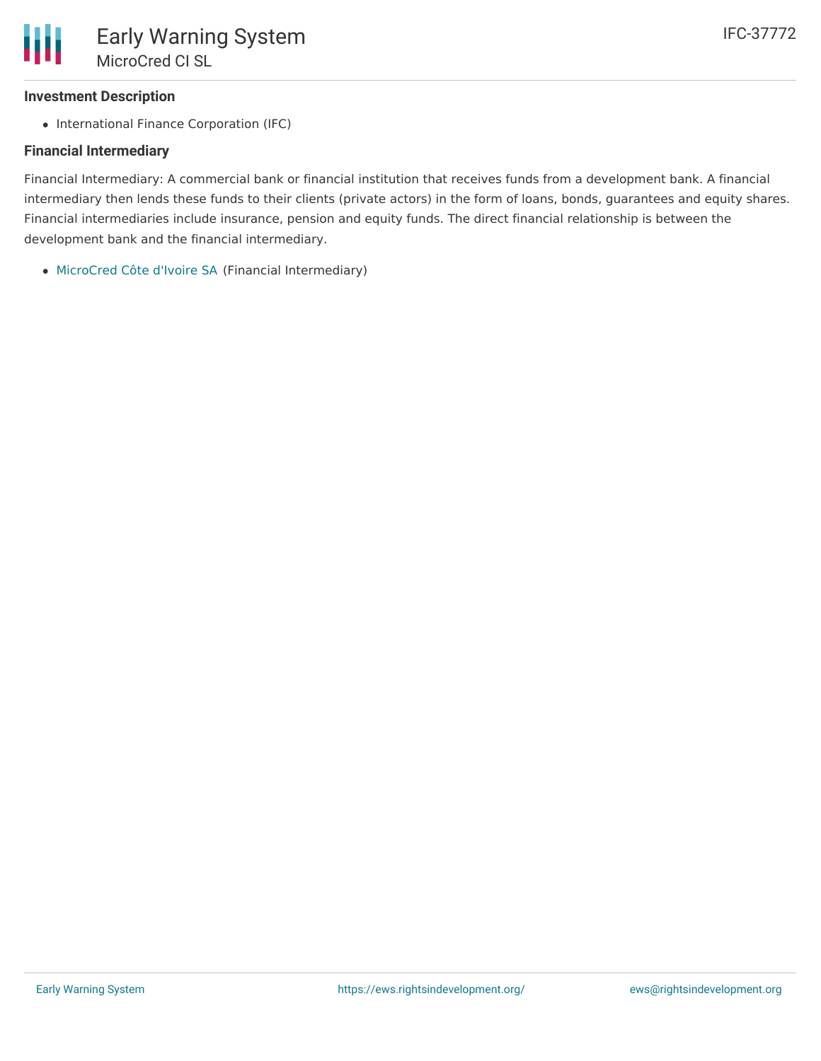### Investment Description

- International Finance Corporation (IFC)

### Financial Intermediary

Financial Intermediary: A commercial bank or financial institution that receives funds from a development bank. A financial intermediary then lends these funds to their clients (private actors) in the form of loans, bonds, guarantees and equity shares. Financial intermediaries include insurance, pension and equity funds. The direct financial relationship is between the development bank and the financial intermediary.

- MicroCred Côte d'Ivoire SA (Financial Intermediary)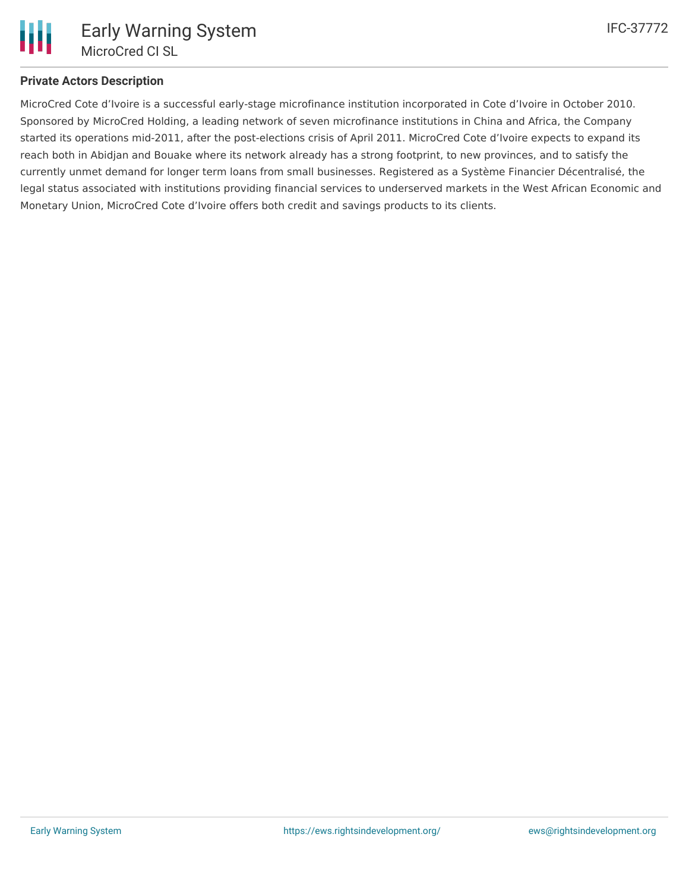## Private Actors Description

MicroCred Cote d'Ivoire is a successful early-stage microfinance institution incorporated in Cote d'Ivoire in October 2010. Sponsored by MicroCred Holding, a leading network of seven microfinance institutions in China and Africa, the Company started its operations mid-2011, after the post-elections crisis of April 2011. MicroCred Cote d'Ivoire expects to expand its reach both in Abidjan and Bouake where its network already has a strong footprint, to new provinces, and to satisfy the currently unmet demand for longer term loans from small businesses. Registered as a Système Financier Décentralisé, the legal status associated with institutions providing financial services to underserved markets in the West African Economic and Monetary Union, MicroCred Cote d'Ivoire offers both credit and savings products to its clients.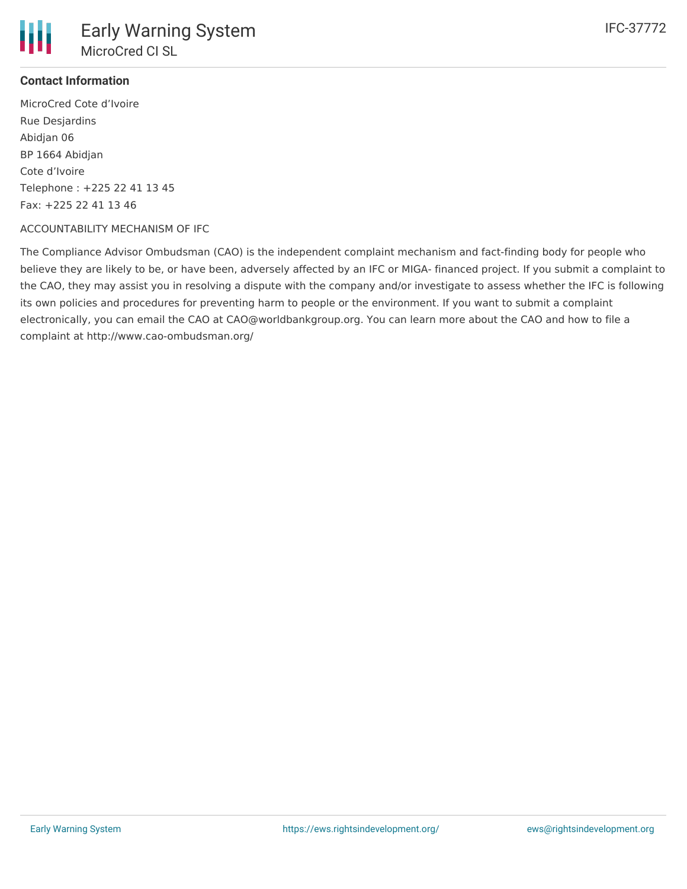### Contact Information

MicroCred Cote d'Ivoire
Rue Desjardins
Abidjan 06
BP 1664 Abidjan
Cote d'Ivoire
Telephone : +225 22 41 13 45
Fax: +225 22 41 13 46

ACCOUNTABILITY MECHANISM OF IFC

The Compliance Advisor Ombudsman (CAO) is the independent complaint mechanism and fact-finding body for people who believe they are likely to be, or have been, adversely affected by an IFC or MIGA- financed project. If you submit a complaint to the CAO, they may assist you in resolving a dispute with the company and/or investigate to assess whether the IFC is following its own policies and procedures for preventing harm to people or the environment. If you want to submit a complaint electronically, you can email the CAO at CAO@worldbankgroup.org. You can learn more about the CAO and how to file a complaint at http://www.cao-ombudsman.org/